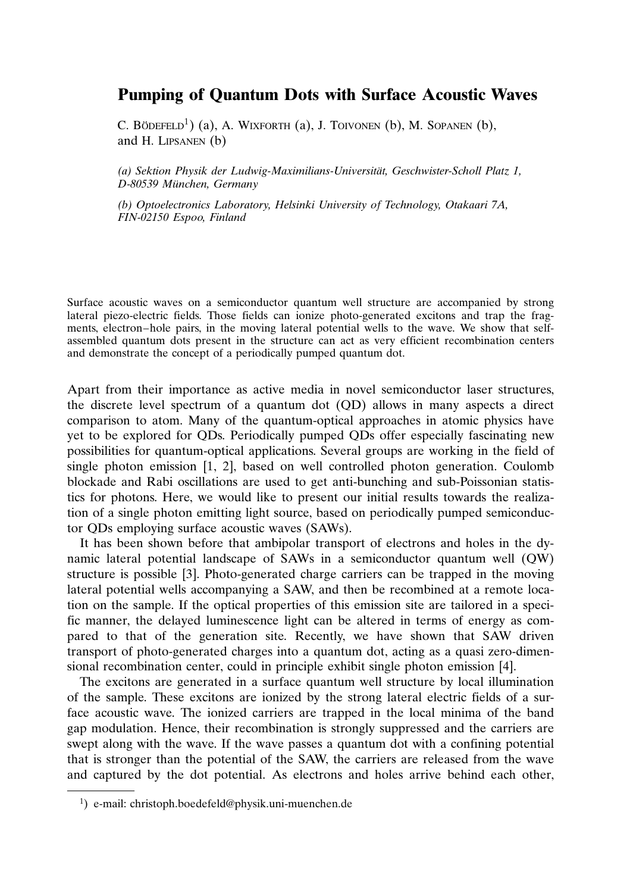# Pumping of Quantum Dots with Surface Acoustic Waves

C. Bödefeld[1]) (a), A. Wixforth (a), J. Toivonen (b), M. Sopanen (b), and H. Lipsanen (b)

*(a) Sektion Physik der Ludwig-Maximilians-Universität, Geschwister-Scholl Platz 1, D-80539 München, Germany*

*(b) Optoelectronics Laboratory, Helsinki University of Technology, Otakaari 7A, FIN-02150 Espoo, Finland*

Surface acoustic waves on a semiconductor quantum well structure are accompanied by strong lateral piezo-electric fields. Those fields can ionize photo-generated excitons and trap the fragments, electron–hole pairs, in the moving lateral potential wells to the wave. We show that self-assembled quantum dots present in the structure can act as very efficient recombination centers and demonstrate the concept of a periodically pumped quantum dot.

Apart from their importance as active media in novel semiconductor laser structures, the discrete level spectrum of a quantum dot (QD) allows in many aspects a direct comparison to atom. Many of the quantum-optical approaches in atomic physics have yet to be explored for QDs. Periodically pumped QDs offer especially fascinating new possibilities for quantum-optical applications. Several groups are working in the field of single photon emission [1, 2], based on well controlled photon generation. Coulomb blockade and Rabi oscillations are used to get anti-bunching and sub-Poissonian statistics for photons. Here, we would like to present our initial results towards the realization of a single photon emitting light source, based on periodically pumped semiconductor QDs employing surface acoustic waves (SAWs).

It has been shown before that ambipolar transport of electrons and holes in the dynamic lateral potential landscape of SAWs in a semiconductor quantum well (QW) structure is possible [3]. Photo-generated charge carriers can be trapped in the moving lateral potential wells accompanying a SAW, and then be recombined at a remote location on the sample. If the optical properties of this emission site are tailored in a specific manner, the delayed luminescence light can be altered in terms of energy as compared to that of the generation site. Recently, we have shown that SAW driven transport of photo-generated charges into a quantum dot, acting as a quasi zero-dimensional recombination center, could in principle exhibit single photon emission [4].

The excitons are generated in a surface quantum well structure by local illumination of the sample. These excitons are ionized by the strong lateral electric fields of a surface acoustic wave. The ionized carriers are trapped in the local minima of the band gap modulation. Hence, their recombination is strongly suppressed and the carriers are swept along with the wave. If the wave passes a quantum dot with a confining potential that is stronger than the potential of the SAW, the carriers are released from the wave and captured by the dot potential. As electrons and holes arrive behind each other,

[1]) e-mail: christoph.boedefeld@physik.uni-muenchen.de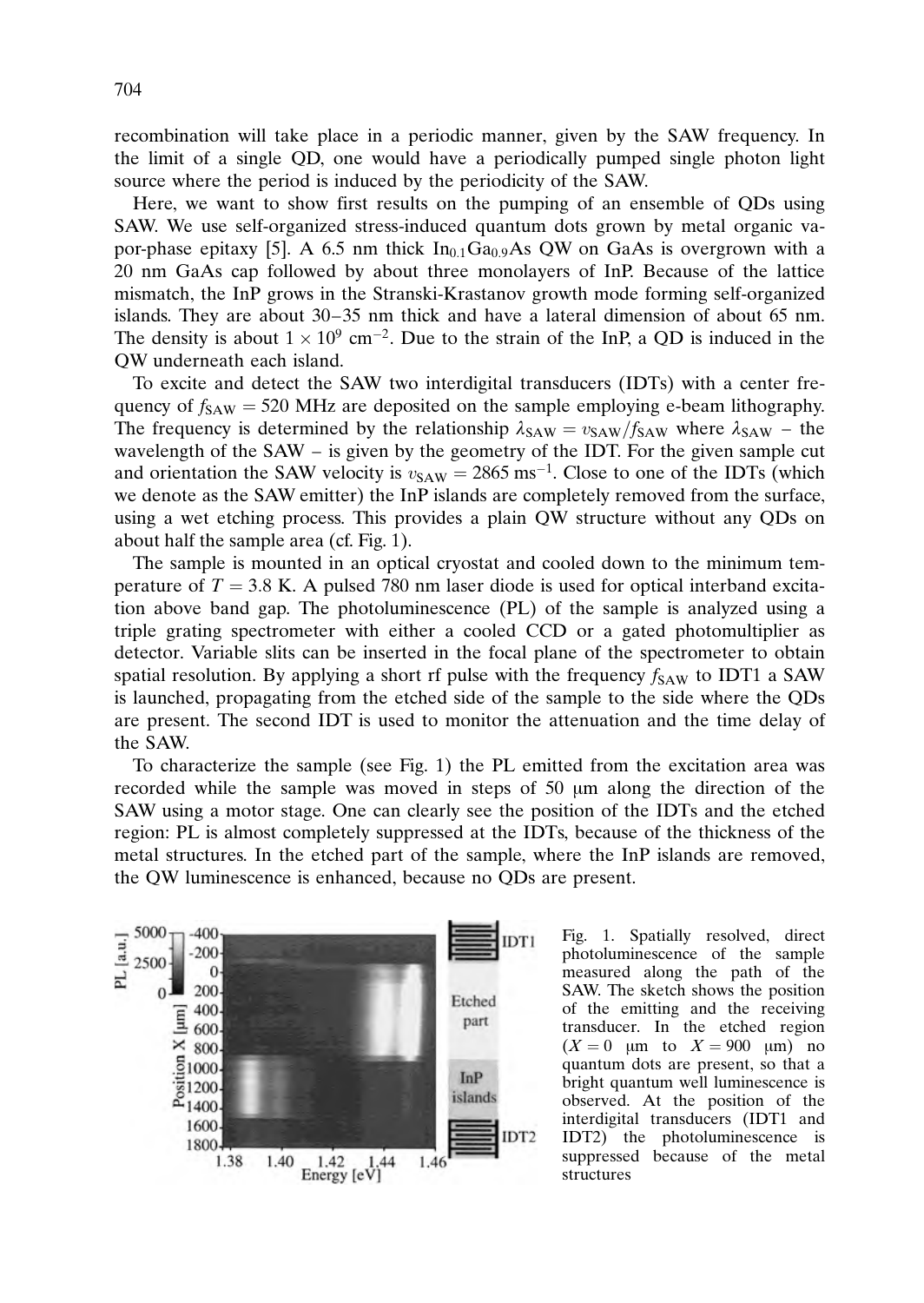recombination will take place in a periodic manner, given by the SAW frequency. In the limit of a single QD, one would have a periodically pumped single photon light source where the period is induced by the periodicity of the SAW.

Here, we want to show first results on the pumping of an ensemble of QDs using SAW. We use self-organized stress-induced quantum dots grown by metal organic vapor-phase epitaxy [5]. A 6.5 nm thick $In_{0.1}Ga_{0.9}As$ QW on GaAs is overgrown with a 20 nm GaAs cap followed by about three monolayers of InP. Because of the lattice mismatch, the InP grows in the Stranski-Krastanov growth mode forming self-organized islands. They are about 30–35 nm thick and have a lateral dimension of about 65 nm. The density is about $1 \times 10^9$ cm$^{-2}$. Due to the strain of the InP, a QD is induced in the QW underneath each island.

To excite and detect the SAW two interdigital transducers (IDTs) with a center frequency of $f_{SAW} = 520$ MHz are deposited on the sample employing e-beam lithography. The frequency is determined by the relationship $\lambda_{SAW} = v_{SAW}/f_{SAW}$ where $\lambda_{SAW}$ – the wavelength of the SAW – is given by the geometry of the IDT. For the given sample cut and orientation the SAW velocity is $v_{SAW} = 2865$ ms$^{-1}$. Close to one of the IDTs (which we denote as the SAW emitter) the InP islands are completely removed from the surface, using a wet etching process. This provides a plain QW structure without any QDs on about half the sample area (cf. Fig. 1).

The sample is mounted in an optical cryostat and cooled down to the minimum temperature of $T = 3.8$ K. A pulsed 780 nm laser diode is used for optical interband excitation above band gap. The photoluminescence (PL) of the sample is analyzed using a triple grating spectrometer with either a cooled CCD or a gated photomultiplier as detector. Variable slits can be inserted in the focal plane of the spectrometer to obtain spatial resolution. By applying a short rf pulse with the frequency $f_{SAW}$ to IDT1 a SAW is launched, propagating from the etched side of the sample to the side where the QDs are present. The second IDT is used to monitor the attenuation and the time delay of the SAW.

To characterize the sample (see Fig. 1) the PL emitted from the excitation area was recorded while the sample was moved in steps of 50 μm along the direction of the SAW using a motor stage. One can clearly see the position of the IDTs and the etched region: PL is almost completely suppressed at the IDTs, because of the thickness of the metal structures. In the etched part of the sample, where the InP islands are removed, the QW luminescence is enhanced, because no QDs are present.

Fig. 1. Spatially resolved, direct photoluminescence of the sample measured along the path of the SAW. The sketch shows the position of the emitting and the receiving transducer. In the etched region ($X = 0$ μm to $X = 900$ μm) no quantum dots are present, so that a bright quantum well luminescence is observed. At the position of the interdigital transducers (IDT1 and IDT2) the photoluminescence is suppressed because of the metal structures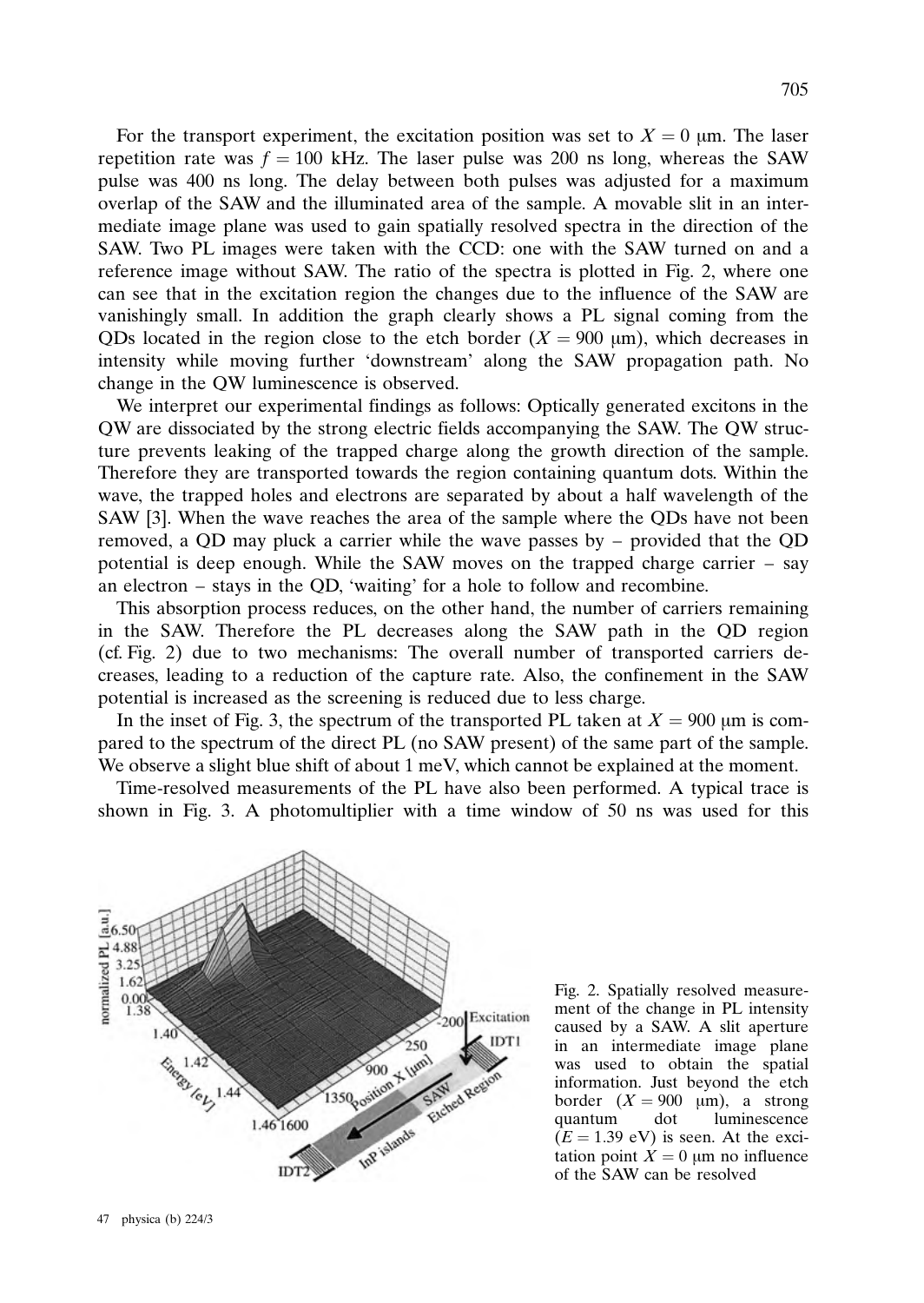For the transport experiment, the excitation position was set to $X = 0$ μm. The laser repetition rate was $f = 100$ kHz. The laser pulse was 200 ns long, whereas the SAW pulse was 400 ns long. The delay between both pulses was adjusted for a maximum overlap of the SAW and the illuminated area of the sample. A movable slit in an intermediate image plane was used to gain spatially resolved spectra in the direction of the SAW. Two PL images were taken with the CCD: one with the SAW turned on and a reference image without SAW. The ratio of the spectra is plotted in Fig. 2, where one can see that in the excitation region the changes due to the influence of the SAW are vanishingly small. In addition the graph clearly shows a PL signal coming from the QDs located in the region close to the etch border ($X = 900$ μm), which decreases in intensity while moving further 'downstream' along the SAW propagation path. No change in the QW luminescence is observed.

We interpret our experimental findings as follows: Optically generated excitons in the QW are dissociated by the strong electric fields accompanying the SAW. The QW structure prevents leaking of the trapped charge along the growth direction of the sample. Therefore they are transported towards the region containing quantum dots. Within the wave, the trapped holes and electrons are separated by about a half wavelength of the SAW [3]. When the wave reaches the area of the sample where the QDs have not been removed, a QD may pluck a carrier while the wave passes by – provided that the QD potential is deep enough. While the SAW moves on the trapped charge carrier – say an electron – stays in the QD, 'waiting' for a hole to follow and recombine.

This absorption process reduces, on the other hand, the number of carriers remaining in the SAW. Therefore the PL decreases along the SAW path in the QD region (cf. Fig. 2) due to two mechanisms: The overall number of transported carriers decreases, leading to a reduction of the capture rate. Also, the confinement in the SAW potential is increased as the screening is reduced due to less charge.

In the inset of Fig. 3, the spectrum of the transported PL taken at $X = 900$ μm is compared to the spectrum of the direct PL (no SAW present) of the same part of the sample. We observe a slight blue shift of about 1 meV, which cannot be explained at the moment.

Time-resolved measurements of the PL have also been performed. A typical trace is shown in Fig. 3. A photomultiplier with a time window of 50 ns was used for this

Fig. 2. Spatially resolved measurement of the change in PL intensity caused by a SAW. A slit aperture in an intermediate image plane was used to obtain the spatial information. Just beyond the etch border ($X = 900$ μm), a strong quantum dot luminescence ($E = 1.39$ eV) is seen. At the excitation point $X = 0$ μm no influence of the SAW can be resolved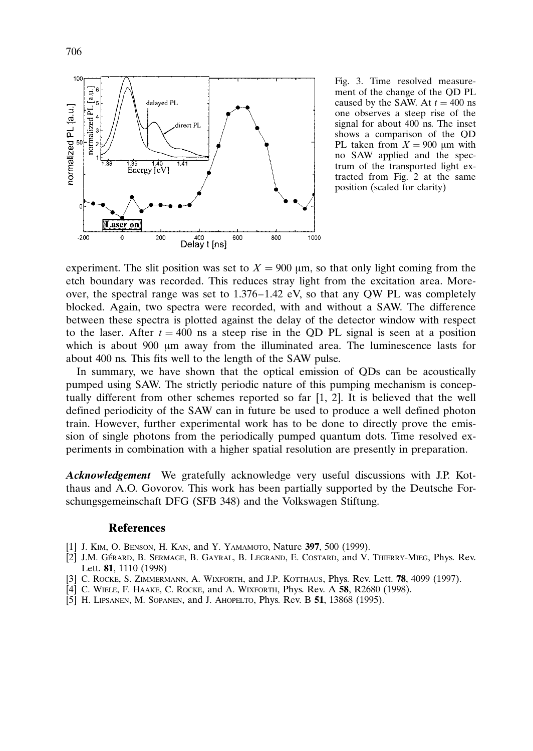normalized PL [a.u.]

100

50

0

-200

0

200

400

600

800

1000

Delay t [ns]

Laser on

normalized PL [a.u.]

6

5

4

3

2

1

1.38

1.39

1.40

1.41

Energy [eV]

delayed PL

direct PL

Fig. 3. Time resolved measurement of the change of the QD PL caused by the SAW. At $t = 400$ ns one observes a steep rise of the signal for about 400 ns. The inset shows a comparison of the QD PL taken from $X = 900$ μm with no SAW applied and the spectrum of the transported light extracted from Fig. 2 at the same position (scaled for clarity)

experiment. The slit position was set to $X = 900$ μm, so that only light coming from the etch boundary was recorded. This reduces stray light from the excitation area. Moreover, the spectral range was set to 1.376–1.42 eV, so that any QW PL was completely blocked. Again, two spectra were recorded, with and without a SAW. The difference between these spectra is plotted against the delay of the detector window with respect to the laser. After $t = 400$ ns a steep rise in the QD PL signal is seen at a position which is about 900 μm away from the illuminated area. The luminescence lasts for about 400 ns. This fits well to the length of the SAW pulse.

In summary, we have shown that the optical emission of QDs can be acoustically pumped using SAW. The strictly periodic nature of this pumping mechanism is conceptually different from other schemes reported so far [1, 2]. It is believed that the well defined periodicity of the SAW can in future be used to produce a well defined photon train. However, further experimental work has to be done to directly prove the emission of single photons from the periodically pumped quantum dots. Time resolved experiments in combination with a higher spatial resolution are presently in preparation.

***Acknowledgement*** We gratefully acknowledge very useful discussions with J.P. Kotthaus and A.O. Govorov. This work has been partially supported by the Deutsche Forschungsgemeinschaft DFG (SFB 348) and the Volkswagen Stiftung.

## References

[1] J. Kim, O. Benson, H. Kan, and Y. Yamamoto, Nature **397**, 500 (1999).

[2] J.M. Gérard, B. Sermage, B. Gayral, B. Legrand, E. Costard, and V. Thierry-Mieg, Phys. Rev. Lett. **81**, 1110 (1998)

[3] C. Rocke, S. Zimmermann, A. Wixforth, and J.P. Kotthaus, Phys. Rev. Lett. **78**, 4099 (1997).

[4] C. Wiele, F. Haake, C. Rocke, and A. Wixforth, Phys. Rev. A **58**, R2680 (1998).

[5] H. Lipsanen, M. Sopanen, and J. Ahopelto, Phys. Rev. B **51**, 13868 (1995).